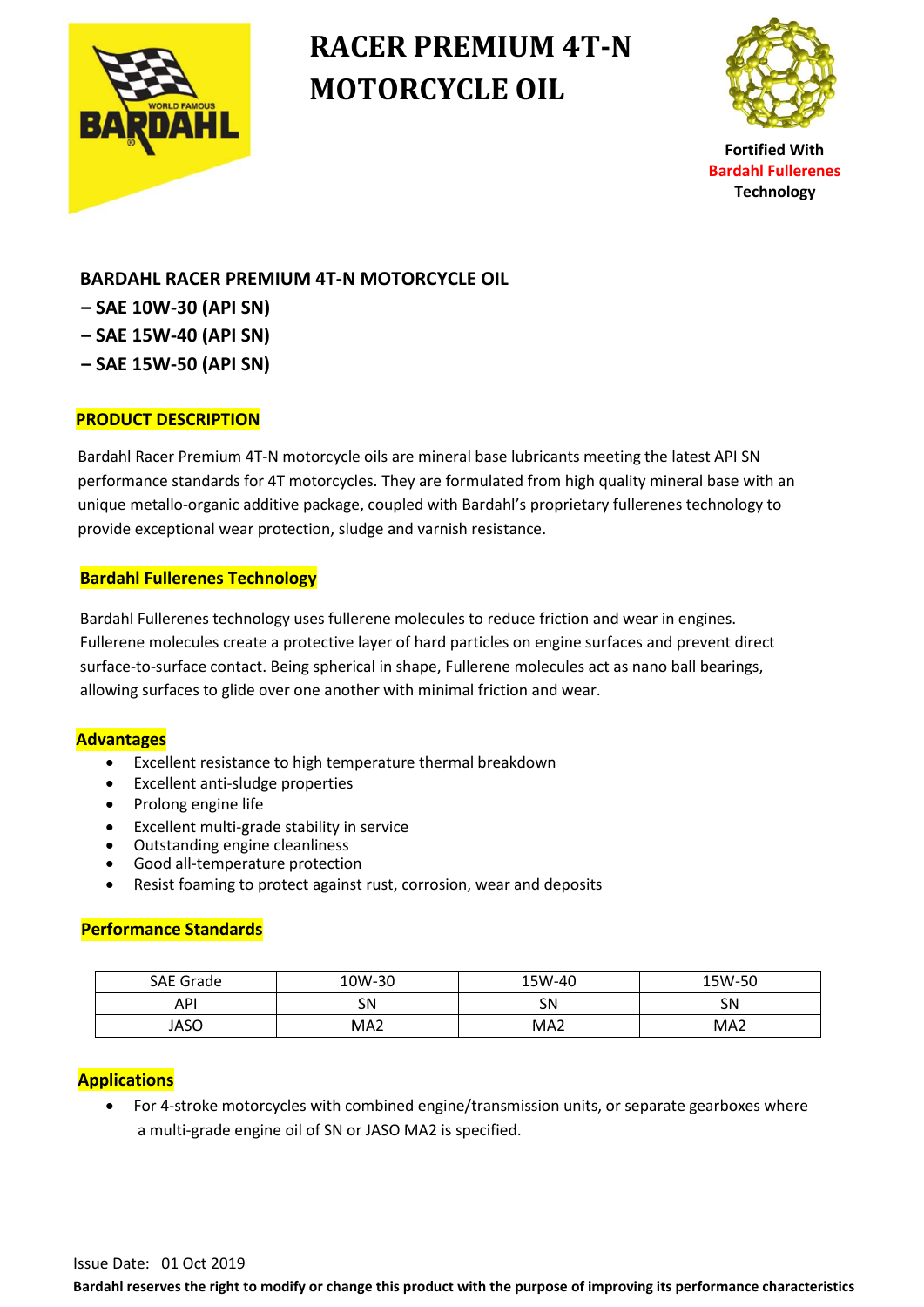# RACER PREMIUM 4T-N MOTORCYCLE OIL

Fortified With
Bardahl Fullerenes
Technology

**BARDAHL RACER PREMIUM 4T-N MOTORCYCLE OIL**
**– SAE 10W-30 (API SN)**
**– SAE 15W-40 (API SN)**
**– SAE 15W-50 (API SN)**

## PRODUCT DESCRIPTION

Bardahl Racer Premium 4T-N motorcycle oils are mineral base lubricants meeting the latest API SN performance standards for 4T motorcycles. They are formulated from high quality mineral base with an unique metallo-organic additive package, coupled with Bardahl's proprietary fullerenes technology to provide exceptional wear protection, sludge and varnish resistance.

## Bardahl Fullerenes Technology

Bardahl Fullerenes technology uses fullerene molecules to reduce friction and wear in engines. Fullerene molecules create a protective layer of hard particles on engine surfaces and prevent direct surface-to-surface contact. Being spherical in shape, Fullerene molecules act as nano ball bearings, allowing surfaces to glide over one another with minimal friction and wear.

## Advantages

- Excellent resistance to high temperature thermal breakdown
- Excellent anti-sludge properties
- Prolong engine life
- Excellent multi-grade stability in service
- Outstanding engine cleanliness
- Good all-temperature protection
- Resist foaming to protect against rust, corrosion, wear and deposits

## Performance Standards

| SAE Grade | 10W-30 | 15W-40 | 15W-50 |
|---|---|---|---|
| API | SN | SN | SN |
| JASO | MA2 | MA2 | MA2 |

## Applications

- For 4-stroke motorcycles with combined engine/transmission units, or separate gearboxes where a multi-grade engine oil of SN or JASO MA2 is specified.

Issue Date: 01 Oct 2019

**Bardahl reserves the right to modify or change this product with the purpose of improving its performance characteristics**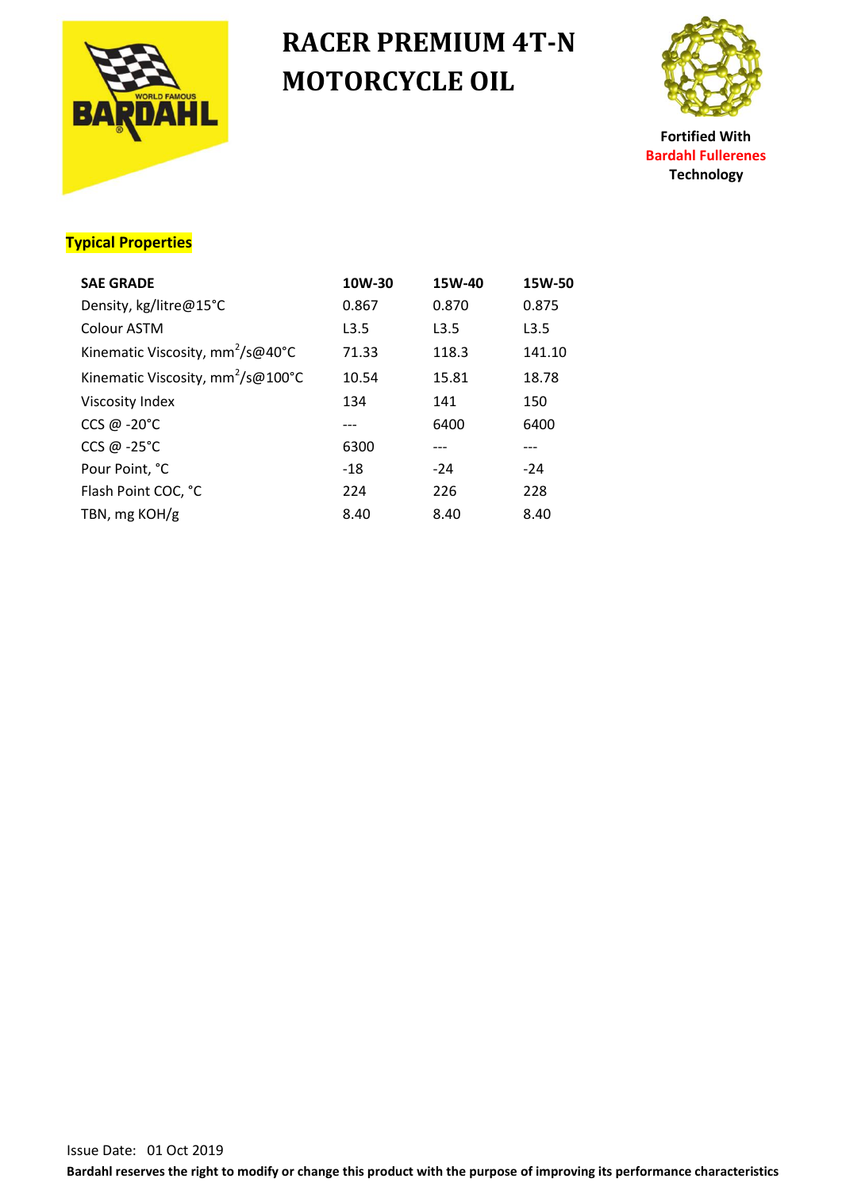# RACER PREMIUM 4T-N MOTORCYCLE OIL

**Fortified With**
**Bardahl Fullerenes**
**Technology**

**Typical Properties**

| SAE GRADE | 10W-30 | 15W-40 | 15W-50 |
|---|---|---|---|
| Density, kg/litre@15°C | 0.867 | 0.870 | 0.875 |
| Colour ASTM | L3.5 | L3.5 | L3.5 |
| Kinematic Viscosity, $mm^2/s$@40°C | 71.33 | 118.3 | 141.10 |
| Kinematic Viscosity, $mm^2/s$@100°C | 10.54 | 15.81 | 18.78 |
| Viscosity Index | 134 | 141 | 150 |
| CCS @ -20°C | --- | 6400 | 6400 |
| CCS @ -25°C | 6300 | --- | --- |
| Pour Point, °C | -18 | -24 | -24 |
| Flash Point COC, °C | 224 | 226 | 228 |
| TBN, mg KOH/g | 8.40 | 8.40 | 8.40 |

Issue Date: 01 Oct 2019

**Bardahl reserves the right to modify or change this product with the purpose of improving its performance characteristics**